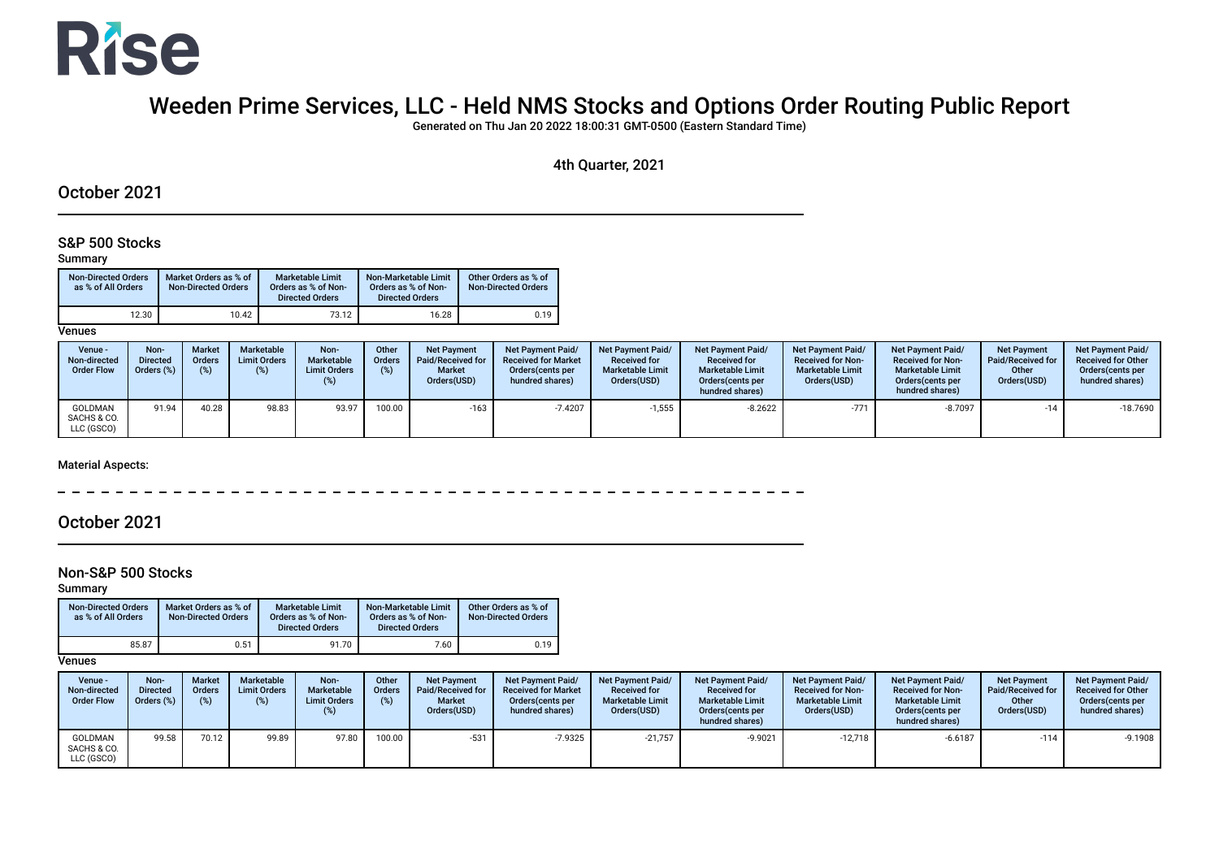Rise

# Weeden Prime Services, LLC - Held NMS Stocks and Options Order Routing Public Report

Generated on Thu Jan 20 2022 18:00:31 GMT-0500 (Eastern Standard Time)

4th Quarter, 2021

## October 2021

### S&P 500 Stocks

Summary

| Non-Directed Orders as % of All Orders | Market Orders as % of Non-Directed Orders | Marketable Limit Orders as % of Non-Directed Orders | Non-Marketable Limit Orders as % of Non-Directed Orders | Other Orders as % of Non-Directed Orders |
|---|---|---|---|---|
| 12.30 | 10.42 | 73.12 | 16.28 | 0.19 |

Venues

| Venue - Non-directed Order Flow | Non-Directed Orders (%) | Market Orders (%) | Marketable Limit Orders (%) | Non-Marketable Limit Orders (%) | Other Orders (%) | Net Payment Paid/Received for Market Orders(USD) | Net Payment Paid/ Received for Market Orders(cents per hundred shares) | Net Payment Paid/ Received for Marketable Limit Orders(USD) | Net Payment Paid/ Received for Marketable Limit Orders(cents per hundred shares) | Net Payment Paid/ Received for Non-Marketable Limit Orders(USD) | Net Payment Paid/ Received for Non-Marketable Limit Orders(cents per hundred shares) | Net Payment Paid/Received for Other Orders(USD) | Net Payment Paid/ Received for Other Orders(cents per hundred shares) |
|---|---|---|---|---|---|---|---|---|---|---|---|---|---|
| GOLDMAN SACHS & CO. LLC (GSCO) | 91.94 | 40.28 | 98.83 | 93.97 | 100.00 | -163 | -7.4207 | -1,555 | -8.2622 | -771 | -8.7097 | -14 | -18.7690 |

Material Aspects:

## October 2021

### Non-S&P 500 Stocks

Summary

| Non-Directed Orders as % of All Orders | Market Orders as % of Non-Directed Orders | Marketable Limit Orders as % of Non-Directed Orders | Non-Marketable Limit Orders as % of Non-Directed Orders | Other Orders as % of Non-Directed Orders |
|---|---|---|---|---|
| 85.87 | 0.51 | 91.70 | 7.60 | 0.19 |

Venues

| Venue - Non-directed Order Flow | Non-Directed Orders (%) | Market Orders (%) | Marketable Limit Orders (%) | Non-Marketable Limit Orders (%) | Other Orders (%) | Net Payment Paid/Received for Market Orders(USD) | Net Payment Paid/ Received for Market Orders(cents per hundred shares) | Net Payment Paid/ Received for Marketable Limit Orders(USD) | Net Payment Paid/ Received for Marketable Limit Orders(cents per hundred shares) | Net Payment Paid/ Received for Non-Marketable Limit Orders(USD) | Net Payment Paid/ Received for Non-Marketable Limit Orders(cents per hundred shares) | Net Payment Paid/Received for Other Orders(USD) | Net Payment Paid/ Received for Other Orders(cents per hundred shares) |
|---|---|---|---|---|---|---|---|---|---|---|---|---|---|
| GOLDMAN SACHS & CO. LLC (GSCO) | 99.58 | 70.12 | 99.89 | 97.80 | 100.00 | -531 | -7.9325 | -21,757 | -9.9021 | -12,718 | -6.6187 | -114 | -9.1908 |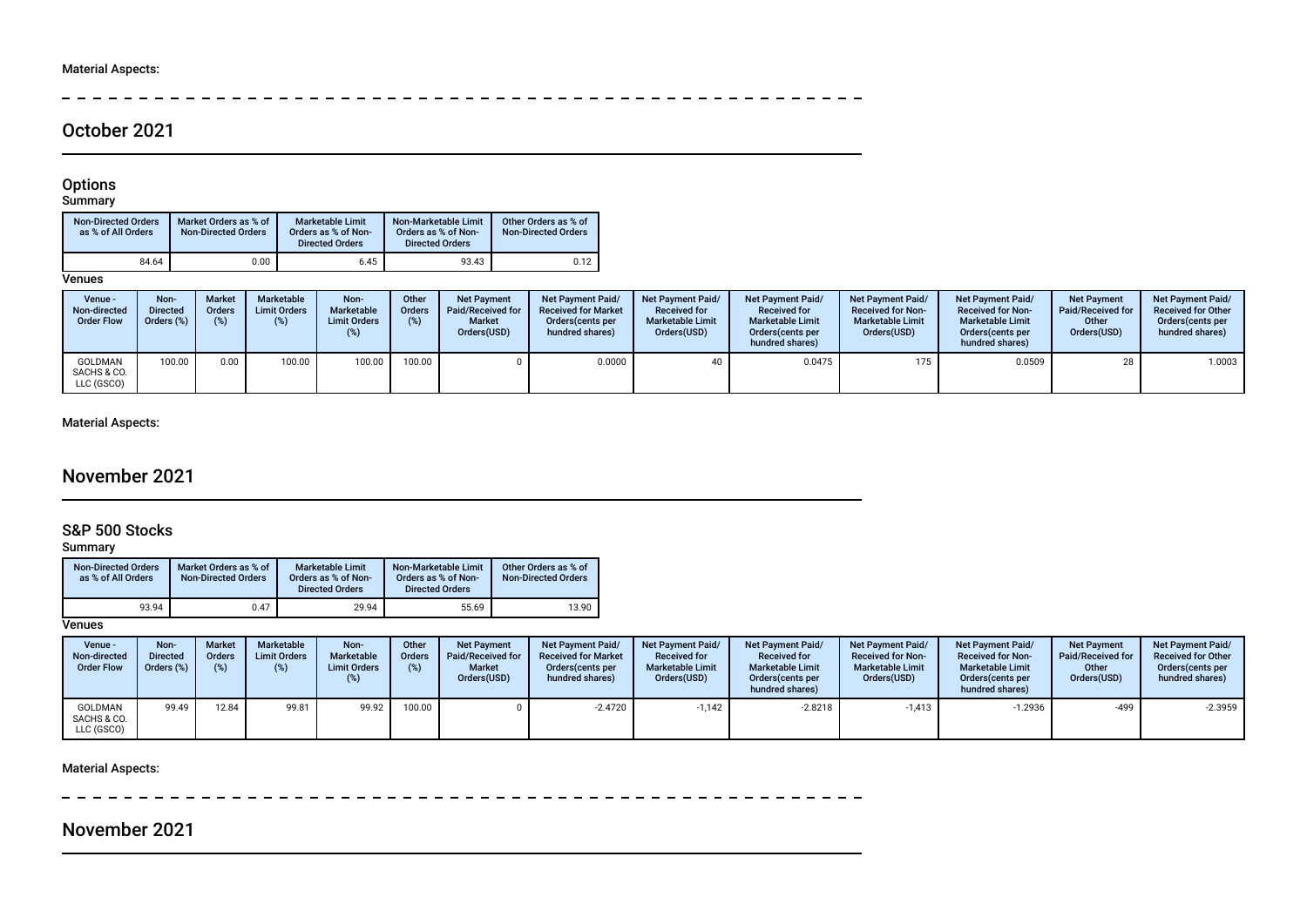Material Aspects:

## October 2021

### Options

Summary

| Non-Directed Orders as % of All Orders | Market Orders as % of Non-Directed Orders | Marketable Limit Orders as % of Non-Directed Orders | Non-Marketable Limit Orders as % of Non-Directed Orders | Other Orders as % of Non-Directed Orders |
|---|---|---|---|---|
| 84.64 | 0.00 | 6.45 | 93.43 | 0.12 |

Venues

| Venue - Non-directed Order Flow | Non-Directed Orders (%) | Market Orders (%) | Marketable Limit Orders (%) | Non-Marketable Limit Orders (%) | Other Orders (%) | Net Payment Paid/Received for Market Orders(USD) | Net Payment Paid/Received for Market Orders(cents per hundred shares) | Net Payment Paid/Received for Marketable Limit Orders(USD) | Net Payment Paid/Received for Marketable Limit Orders(cents per hundred shares) | Net Payment Paid/Received for Non-Marketable Limit Orders(USD) | Net Payment Paid/Received for Non-Marketable Limit Orders(cents per hundred shares) | Net Payment Paid/Received for Other Orders(USD) | Net Payment Paid/Received for Other Orders(cents per hundred shares) |
|---|---|---|---|---|---|---|---|---|---|---|---|---|---|
| GOLDMAN SACHS & CO. LLC (GSCO) | 100.00 | 0.00 | 100.00 | 100.00 | 100.00 | 0 | 0.0000 | 40 | 0.0475 | 175 | 0.0509 | 28 | 1.0003 |

Material Aspects:

## November 2021

### S&P 500 Stocks

Summary

| Non-Directed Orders as % of All Orders | Market Orders as % of Non-Directed Orders | Marketable Limit Orders as % of Non-Directed Orders | Non-Marketable Limit Orders as % of Non-Directed Orders | Other Orders as % of Non-Directed Orders |
|---|---|---|---|---|
| 93.94 | 0.47 | 29.94 | 55.69 | 13.90 |

Venues

| Venue - Non-directed Order Flow | Non-Directed Orders (%) | Market Orders (%) | Marketable Limit Orders (%) | Non-Marketable Limit Orders (%) | Other Orders (%) | Net Payment Paid/Received for Market Orders(USD) | Net Payment Paid/Received for Market Orders(cents per hundred shares) | Net Payment Paid/Received for Marketable Limit Orders(USD) | Net Payment Paid/Received for Marketable Limit Orders(cents per hundred shares) | Net Payment Paid/Received for Non-Marketable Limit Orders(USD) | Net Payment Paid/Received for Non-Marketable Limit Orders(cents per hundred shares) | Net Payment Paid/Received for Other Orders(USD) | Net Payment Paid/Received for Other Orders(cents per hundred shares) |
|---|---|---|---|---|---|---|---|---|---|---|---|---|---|
| GOLDMAN SACHS & CO. LLC (GSCO) | 99.49 | 12.84 | 99.81 | 99.92 | 100.00 | 0 | -2.4720 | -1,142 | -2.8218 | -1,413 | -1.2936 | -499 | -2.3959 |

Material Aspects:

## November 2021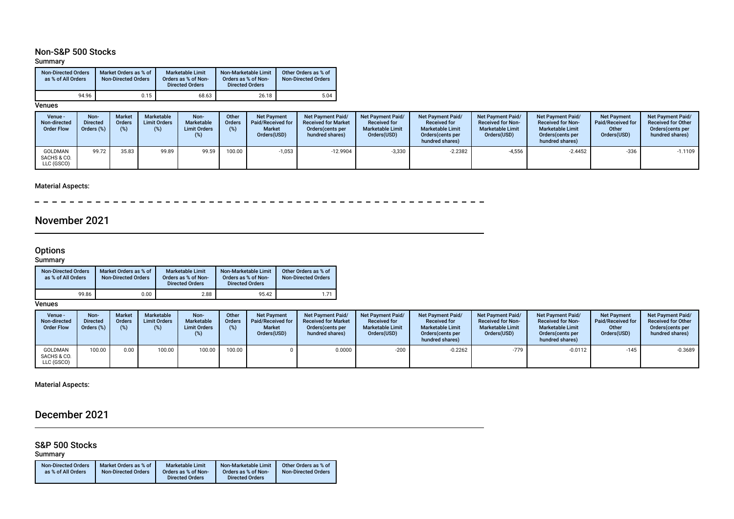### Non-S&P 500 Stocks

Summary

| Non-Directed Orders as % of All Orders | Market Orders as % of Non-Directed Orders | Marketable Limit Orders as % of Non-Directed Orders | Non-Marketable Limit Orders as % of Non-Directed Orders | Other Orders as % of Non-Directed Orders |
|---|---|---|---|---|
| 94.96 | 0.15 | 68.63 | 26.18 | 5.04 |

Venues

| Venue - Non-directed Order Flow | Non-Directed Orders (%) | Market Orders (%) | Marketable Limit Orders (%) | Non-Marketable Limit Orders (%) | Other Orders (%) | Net Payment Paid/Received for Market Orders(USD) | Net Payment Paid/Received for Market Orders(cents per hundred shares) | Net Payment Paid/Received for Marketable Limit Orders(USD) | Net Payment Paid/Received for Marketable Limit Orders(cents per hundred shares) | Net Payment Paid/Received for Non-Marketable Limit Orders(USD) | Net Payment Paid/Received for Non-Marketable Limit Orders(cents per hundred shares) | Net Payment Paid/Received for Other Orders(USD) | Net Payment Paid/Received for Other Orders(cents per hundred shares) |
|---|---|---|---|---|---|---|---|---|---|---|---|---|---|
| GOLDMAN SACHS & CO. LLC (GSCO) | 99.72 | 35.83 | 99.89 | 99.59 | 100.00 | -1,053 | -12.9904 | -3,330 | -2.2382 | -4,556 | -2.4452 | -336 | -1.1109 |

Material Aspects:

## November 2021

### Options

Summary

| Non-Directed Orders as % of All Orders | Market Orders as % of Non-Directed Orders | Marketable Limit Orders as % of Non-Directed Orders | Non-Marketable Limit Orders as % of Non-Directed Orders | Other Orders as % of Non-Directed Orders |
|---|---|---|---|---|
| 99.86 | 0.00 | 2.88 | 95.42 | 1.71 |

Venues

| Venue - Non-directed Order Flow | Non-Directed Orders (%) | Market Orders (%) | Marketable Limit Orders (%) | Non-Marketable Limit Orders (%) | Other Orders (%) | Net Payment Paid/Received for Market Orders(USD) | Net Payment Paid/Received for Market Orders(cents per hundred shares) | Net Payment Paid/Received for Marketable Limit Orders(USD) | Net Payment Paid/Received for Marketable Limit Orders(cents per hundred shares) | Net Payment Paid/Received for Non-Marketable Limit Orders(USD) | Net Payment Paid/Received for Non-Marketable Limit Orders(cents per hundred shares) | Net Payment Paid/Received for Other Orders(USD) | Net Payment Paid/Received for Other Orders(cents per hundred shares) |
|---|---|---|---|---|---|---|---|---|---|---|---|---|---|
| GOLDMAN SACHS & CO. LLC (GSCO) | 100.00 | 0.00 | 100.00 | 100.00 | 100.00 | 0 | 0.0000 | -200 | -0.2262 | -779 | -0.0112 | -145 | -0.3689 |

Material Aspects:

## December 2021

### S&P 500 Stocks

Summary

| Non-Directed Orders as % of All Orders | Market Orders as % of Non-Directed Orders | Marketable Limit Orders as % of Non-Directed Orders | Non-Marketable Limit Orders as % of Non-Directed Orders | Other Orders as % of Non-Directed Orders |
|---|---|---|---|---|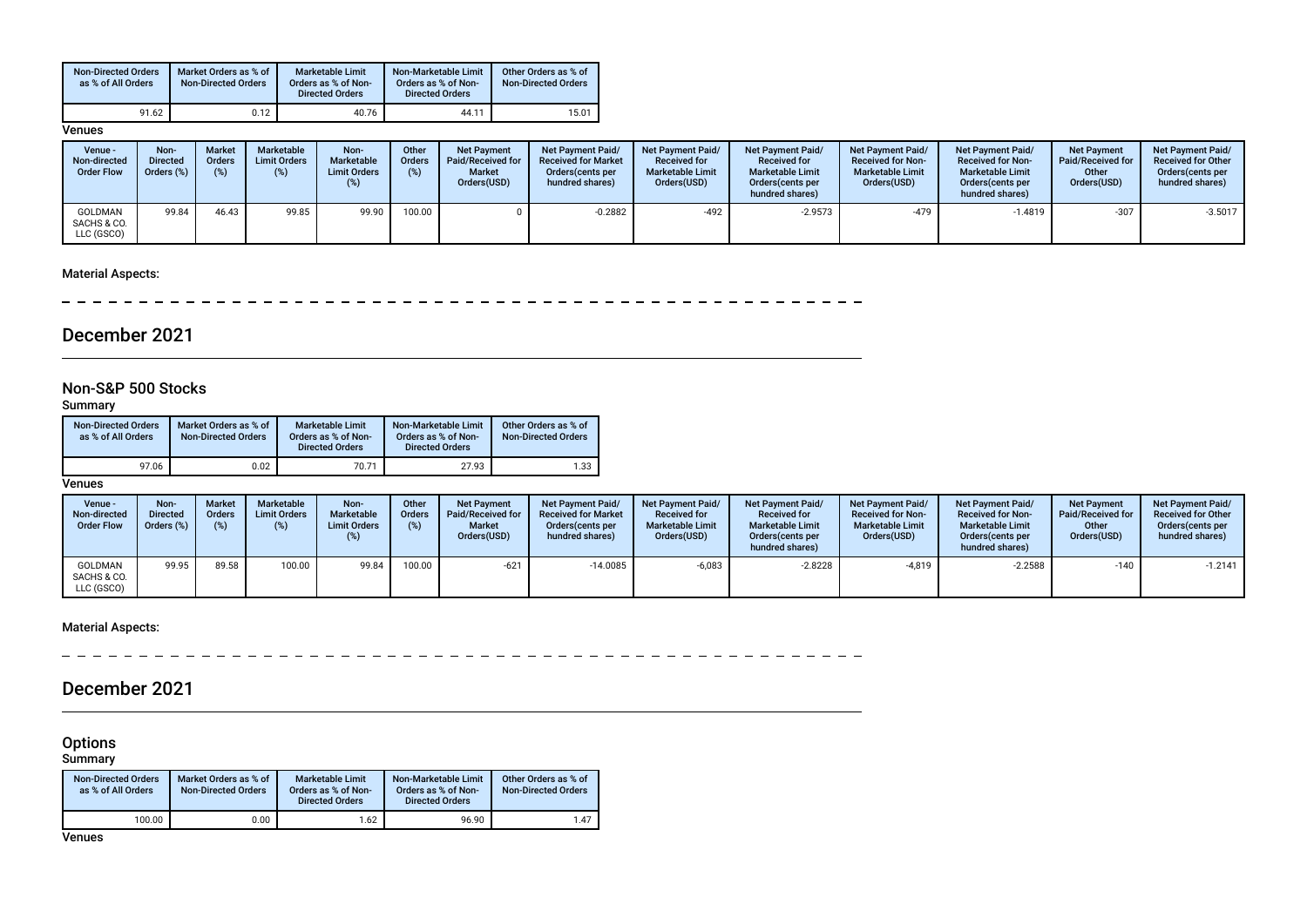| Non-Directed Orders as % of All Orders | Market Orders as % of Non-Directed Orders | Marketable Limit Orders as % of Non-Directed Orders | Non-Marketable Limit Orders as % of Non-Directed Orders | Other Orders as % of Non-Directed Orders |
|---|---|---|---|---|
| 91.62 | 0.12 | 40.76 | 44.11 | 15.01 |

**Venues**

| Venue - Non-directed Order Flow | Non-Directed Orders (%) | Market Orders (%) | Marketable Limit Orders (%) | Non-Marketable Limit Orders (%) | Other Orders (%) | Net Payment Paid/Received for Market Orders(USD) | Net Payment Paid/ Received for Market Orders(cents per hundred shares) | Net Payment Paid/ Received for Marketable Limit Orders(USD) | Net Payment Paid/ Received for Marketable Limit Orders(cents per hundred shares) | Net Payment Paid/ Received for Non-Marketable Limit Orders(USD) | Net Payment Paid/ Received for Non-Marketable Limit Orders(cents per hundred shares) | Net Payment Paid/Received for Other Orders(USD) | Net Payment Paid/ Received for Other Orders(cents per hundred shares) |
|---|---|---|---|---|---|---|---|---|---|---|---|---|---|
| GOLDMAN SACHS & CO. LLC (GSCO) | 99.84 | 46.43 | 99.85 | 99.90 | 100.00 | 0 | -0.2882 | -492 | -2.9573 | -479 | -1.4819 | -307 | -3.5017 |

**Material Aspects:**

# December 2021

## Non-S&P 500 Stocks

**Summary**

| Non-Directed Orders as % of All Orders | Market Orders as % of Non-Directed Orders | Marketable Limit Orders as % of Non-Directed Orders | Non-Marketable Limit Orders as % of Non-Directed Orders | Other Orders as % of Non-Directed Orders |
|---|---|---|---|---|
| 97.06 | 0.02 | 70.71 | 27.93 | 1.33 |

**Venues**

| Venue - Non-directed Order Flow | Non-Directed Orders (%) | Market Orders (%) | Marketable Limit Orders (%) | Non-Marketable Limit Orders (%) | Other Orders (%) | Net Payment Paid/Received for Market Orders(USD) | Net Payment Paid/ Received for Market Orders(cents per hundred shares) | Net Payment Paid/ Received for Marketable Limit Orders(USD) | Net Payment Paid/ Received for Marketable Limit Orders(cents per hundred shares) | Net Payment Paid/ Received for Non-Marketable Limit Orders(USD) | Net Payment Paid/ Received for Non-Marketable Limit Orders(cents per hundred shares) | Net Payment Paid/Received for Other Orders(USD) | Net Payment Paid/ Received for Other Orders(cents per hundred shares) |
|---|---|---|---|---|---|---|---|---|---|---|---|---|---|
| GOLDMAN SACHS & CO. LLC (GSCO) | 99.95 | 89.58 | 100.00 | 99.84 | 100.00 | -621 | -14.0085 | -6,083 | -2.8228 | -4,819 | -2.2588 | -140 | -1.2141 |

**Material Aspects:**

# December 2021

## Options

**Summary**

| Non-Directed Orders as % of All Orders | Market Orders as % of Non-Directed Orders | Marketable Limit Orders as % of Non-Directed Orders | Non-Marketable Limit Orders as % of Non-Directed Orders | Other Orders as % of Non-Directed Orders |
|---|---|---|---|---|
| 100.00 | 0.00 | 1.62 | 96.90 | 1.47 |

**Venues**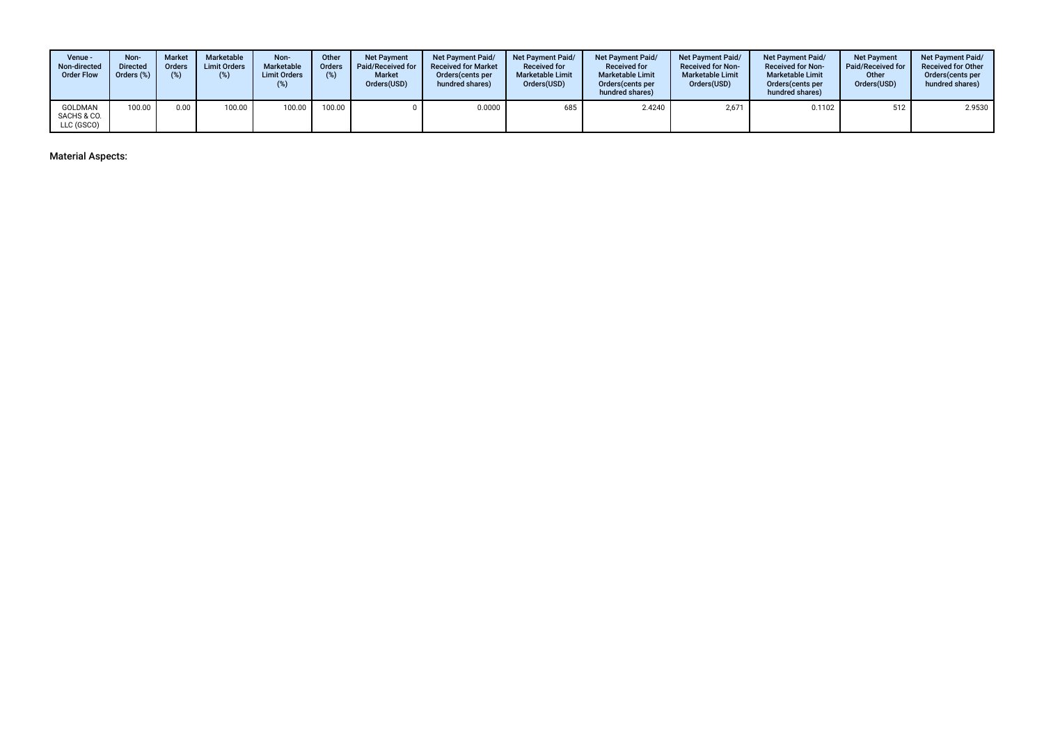| Venue - Non-directed Order Flow | Non-Directed Orders (%) | Market Orders (%) | Marketable Limit Orders (%) | Non-Marketable Limit Orders (%) | Other Orders (%) | Net Payment Paid/Received for Market Orders(USD) | Net Payment Paid/ Received for Market Orders(cents per hundred shares) | Net Payment Paid/ Received for Marketable Limit Orders(USD) | Net Payment Paid/ Received for Marketable Limit Orders(cents per hundred shares) | Net Payment Paid/ Received for Non-Marketable Limit Orders(USD) | Net Payment Paid/ Received for Non-Marketable Limit Orders(cents per hundred shares) | Net Payment Paid/Received for Other Orders(USD) | Net Payment Paid/ Received for Other Orders(cents per hundred shares) |
|---|---|---|---|---|---|---|---|---|---|---|---|---|---|
| GOLDMAN SACHS & CO. LLC (GSCO) | 100.00 | 0.00 | 100.00 | 100.00 | 100.00 | 0 | 0.0000 | 685 | 2.4240 | 2,671 | 0.1102 | 512 | 2.9530 |

Material Aspects: